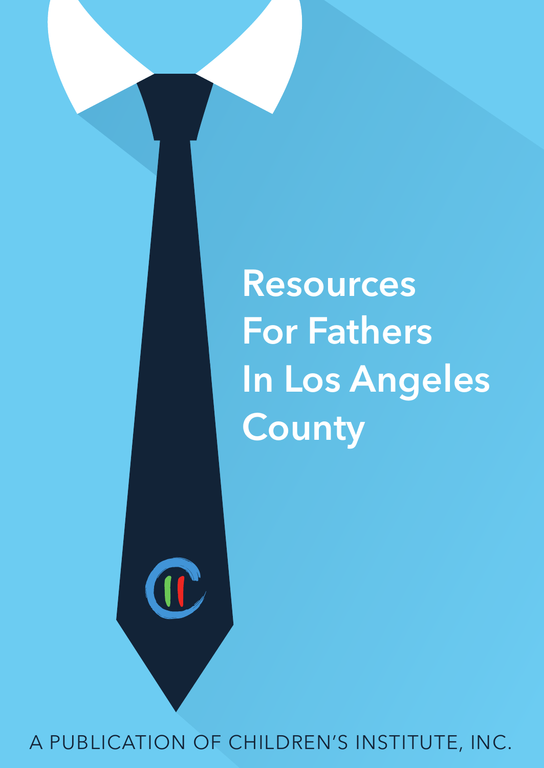# Resources For Fathers In Los Angeles County

A PUBLICATION OF CHILDREN'S INSTITUTE, INC.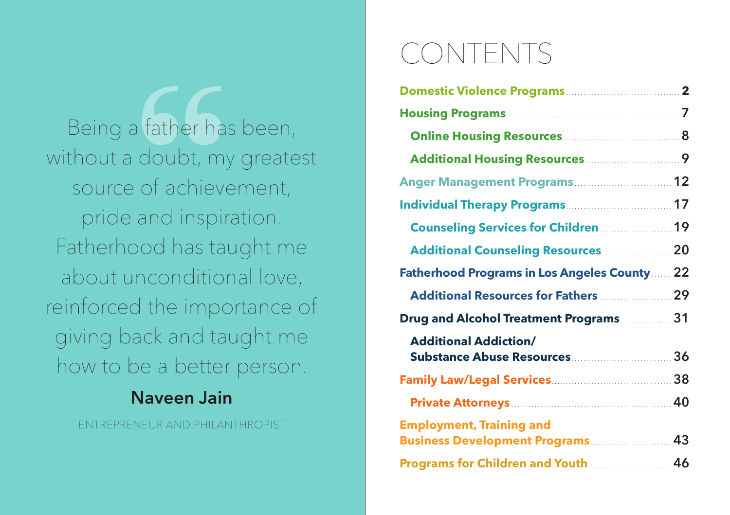> Being a father has been, without a doubt, my greatest source of achievement, pride and inspiration. Fatherhood has taught me about unconditional love, reinforced the importance of giving back and taught me how to be a better person.

**Naveen Jain**

ENTREPRENEUR AND PHILANTHROPIST

# CONTENTS

- **Domestic Violence Programs** .......... 2
- **Housing Programs** .......... 7
  - **Online Housing Resources** .......... 8
  - **Additional Housing Resources** .......... 9
- **Anger Management Programs** .......... 12
- **Individual Therapy Programs** .......... 17
  - **Counseling Services for Children** .......... 19
  - **Additional Counseling Resources** .......... 20
- **Fatherhood Programs in Los Angeles County** .......... 22
  - **Additional Resources for Fathers** .......... 29
- **Drug and Alcohol Treatment Programs** .......... 31
  - **Additional Addiction/ Substance Abuse Resources** .......... 36
- **Family Law/Legal Services** .......... 38
  - **Private Attorneys** .......... 40
- **Employment, Training and Business Development Programs** .......... 43
- **Programs for Children and Youth** .......... 46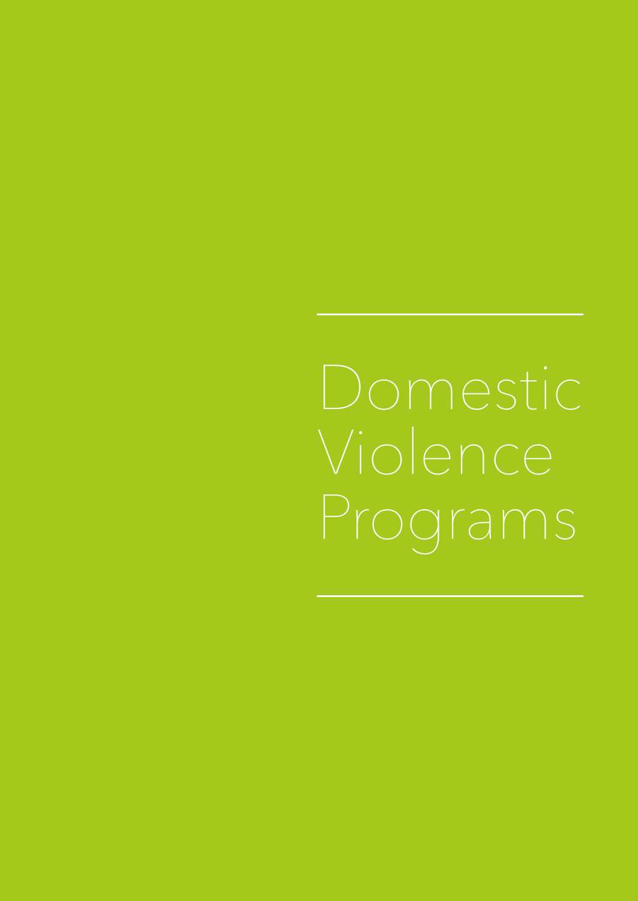# Domestic Violence Programs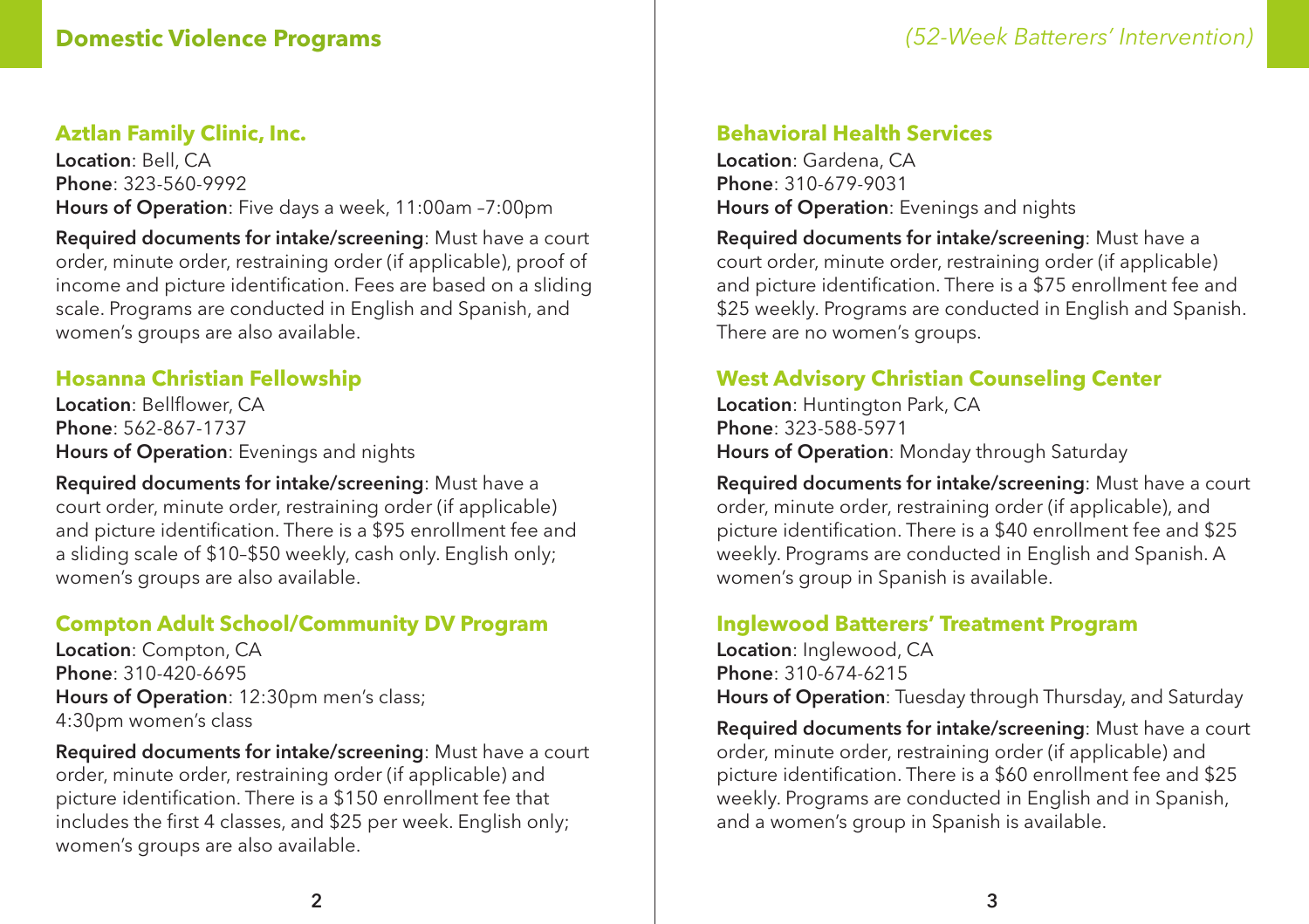## Domestic Violence Programs

*(52-Week Batterers' Intervention)*

### Aztlan Family Clinic, Inc.

**Location**: Bell, CA
**Phone**: 323-560-9992
**Hours of Operation**: Five days a week, 11:00am –7:00pm

**Required documents for intake/screening**: Must have a court order, minute order, restraining order (if applicable), proof of income and picture identification. Fees are based on a sliding scale. Programs are conducted in English and Spanish, and women's groups are also available.

### Hosanna Christian Fellowship

**Location**: Bellflower, CA
**Phone**: 562-867-1737
**Hours of Operation**: Evenings and nights

**Required documents for intake/screening**: Must have a court order, minute order, restraining order (if applicable) and picture identification. There is a $95 enrollment fee and a sliding scale of $10–$50 weekly, cash only. English only; women's groups are also available.

### Compton Adult School/Community DV Program

**Location**: Compton, CA
**Phone**: 310-420-6695
**Hours of Operation**: 12:30pm men's class;
4:30pm women's class

**Required documents for intake/screening**: Must have a court order, minute order, restraining order (if applicable) and picture identification. There is a $150 enrollment fee that includes the first 4 classes, and $25 per week. English only; women's groups are also available.

### Behavioral Health Services

**Location**: Gardena, CA
**Phone**: 310-679-9031
**Hours of Operation**: Evenings and nights

**Required documents for intake/screening**: Must have a court order, minute order, restraining order (if applicable) and picture identification. There is a $75 enrollment fee and $25 weekly. Programs are conducted in English and Spanish. There are no women's groups.

### West Advisory Christian Counseling Center

**Location**: Huntington Park, CA
**Phone**: 323-588-5971
**Hours of Operation**: Monday through Saturday

**Required documents for intake/screening**: Must have a court order, minute order, restraining order (if applicable), and picture identification. There is a $40 enrollment fee and $25 weekly. Programs are conducted in English and Spanish. A women's group in Spanish is available.

### Inglewood Batterers' Treatment Program

**Location**: Inglewood, CA
**Phone**: 310-674-6215
**Hours of Operation**: Tuesday through Thursday, and Saturday

**Required documents for intake/screening**: Must have a court order, minute order, restraining order (if applicable) and picture identification. There is a $60 enrollment fee and $25 weekly. Programs are conducted in English and in Spanish, and a women's group in Spanish is available.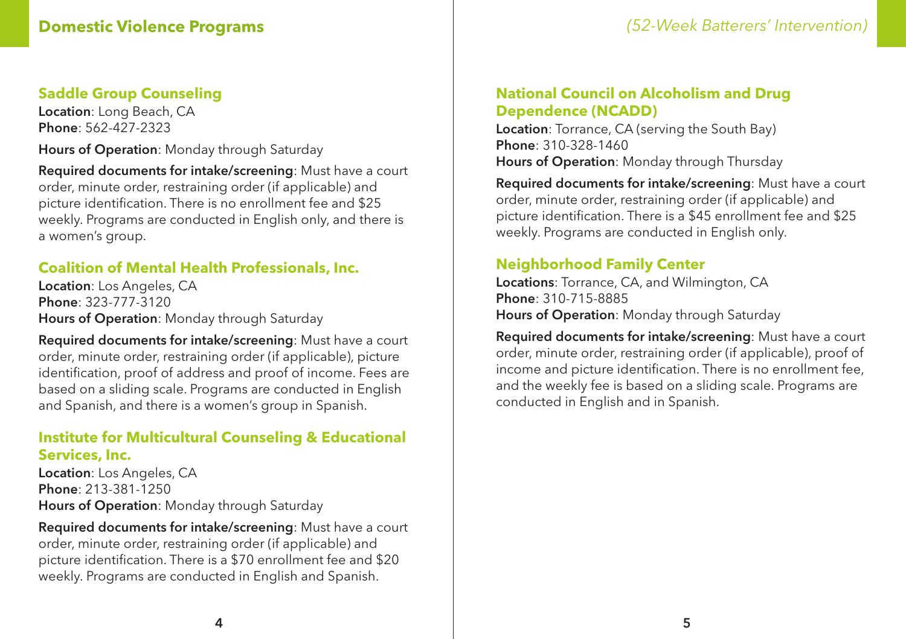## Domestic Violence Programs

*(52-Week Batterers' Intervention)*

### Saddle Group Counseling

**Location**: Long Beach, CA
**Phone**: 562-427-2323

**Hours of Operation**: Monday through Saturday

**Required documents for intake/screening**: Must have a court order, minute order, restraining order (if applicable) and picture identification. There is no enrollment fee and $25 weekly. Programs are conducted in English only, and there is a women's group.

### Coalition of Mental Health Professionals, Inc.

**Location**: Los Angeles, CA
**Phone**: 323-777-3120
**Hours of Operation**: Monday through Saturday

**Required documents for intake/screening**: Must have a court order, minute order, restraining order (if applicable), picture identification, proof of address and proof of income. Fees are based on a sliding scale. Programs are conducted in English and Spanish, and there is a women's group in Spanish.

### Institute for Multicultural Counseling & Educational Services, Inc.

**Location**: Los Angeles, CA
**Phone**: 213-381-1250
**Hours of Operation**: Monday through Saturday

**Required documents for intake/screening**: Must have a court order, minute order, restraining order (if applicable) and picture identification. There is a $70 enrollment fee and $20 weekly. Programs are conducted in English and Spanish.

### National Council on Alcoholism and Drug Dependence (NCADD)

**Location**: Torrance, CA (serving the South Bay)
**Phone**: 310-328-1460
**Hours of Operation**: Monday through Thursday

**Required documents for intake/screening**: Must have a court order, minute order, restraining order (if applicable) and picture identification. There is a $45 enrollment fee and $25 weekly. Programs are conducted in English only.

### Neighborhood Family Center

**Locations**: Torrance, CA, and Wilmington, CA
**Phone**: 310-715-8885
**Hours of Operation**: Monday through Saturday

**Required documents for intake/screening**: Must have a court order, minute order, restraining order (if applicable), proof of income and picture identification. There is no enrollment fee, and the weekly fee is based on a sliding scale. Programs are conducted in English and in Spanish.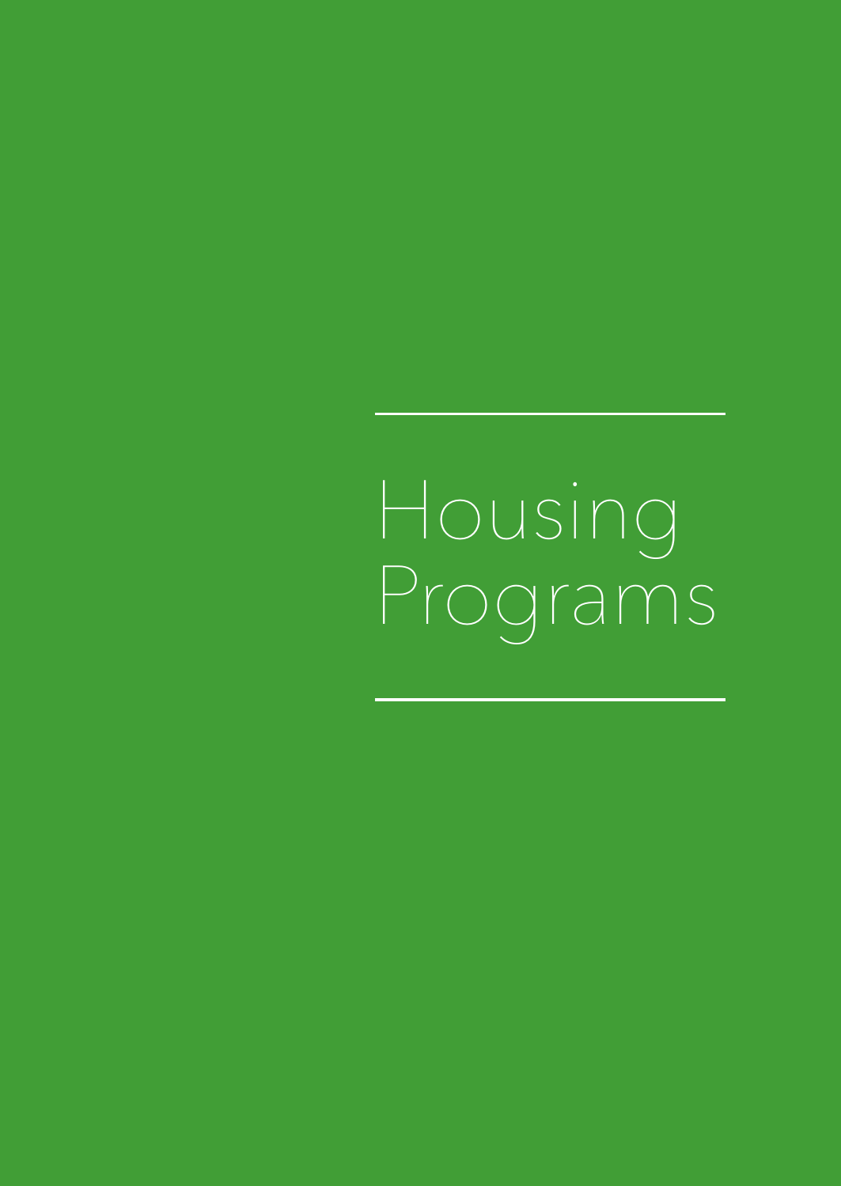# Housing Programs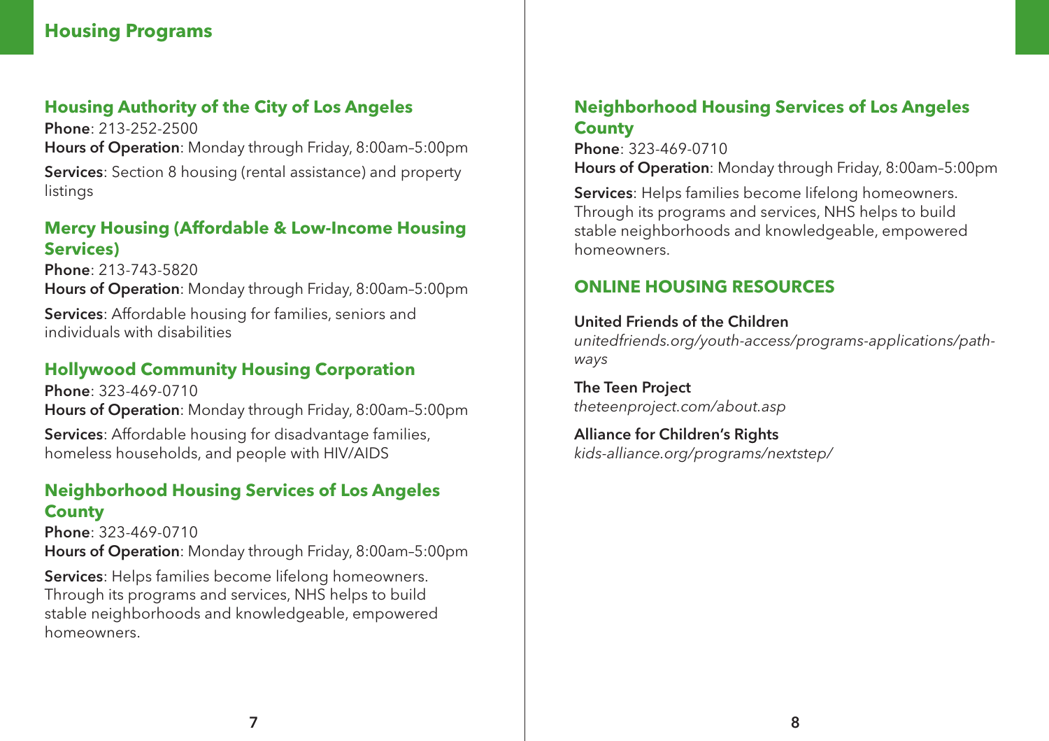# Housing Programs

### Housing Authority of the City of Los Angeles

**Phone**: 213-252-2500
**Hours of Operation**: Monday through Friday, 8:00am–5:00pm

**Services**: Section 8 housing (rental assistance) and property listings

### Mercy Housing (Affordable & Low-Income Housing Services)

**Phone**: 213-743-5820
**Hours of Operation**: Monday through Friday, 8:00am–5:00pm

**Services**: Affordable housing for families, seniors and individuals with disabilities

### Hollywood Community Housing Corporation

**Phone**: 323-469-0710
**Hours of Operation**: Monday through Friday, 8:00am–5:00pm

**Services**: Affordable housing for disadvantage families, homeless households, and people with HIV/AIDS

### Neighborhood Housing Services of Los Angeles County

**Phone**: 323-469-0710
**Hours of Operation**: Monday through Friday, 8:00am–5:00pm

**Services**: Helps families become lifelong homeowners. Through its programs and services, NHS helps to build stable neighborhoods and knowledgeable, empowered homeowners.

### Neighborhood Housing Services of Los Angeles County

**Phone**: 323-469-0710
**Hours of Operation**: Monday through Friday, 8:00am–5:00pm

**Services**: Helps families become lifelong homeowners. Through its programs and services, NHS helps to build stable neighborhoods and knowledgeable, empowered homeowners.

## ONLINE HOUSING RESOURCES

**United Friends of the Children**
*unitedfriends.org/youth-access/programs-applications/path-ways*

**The Teen Project**
*theteenproject.com/about.asp*

**Alliance for Children's Rights**
*kids-alliance.org/programs/nextstep/*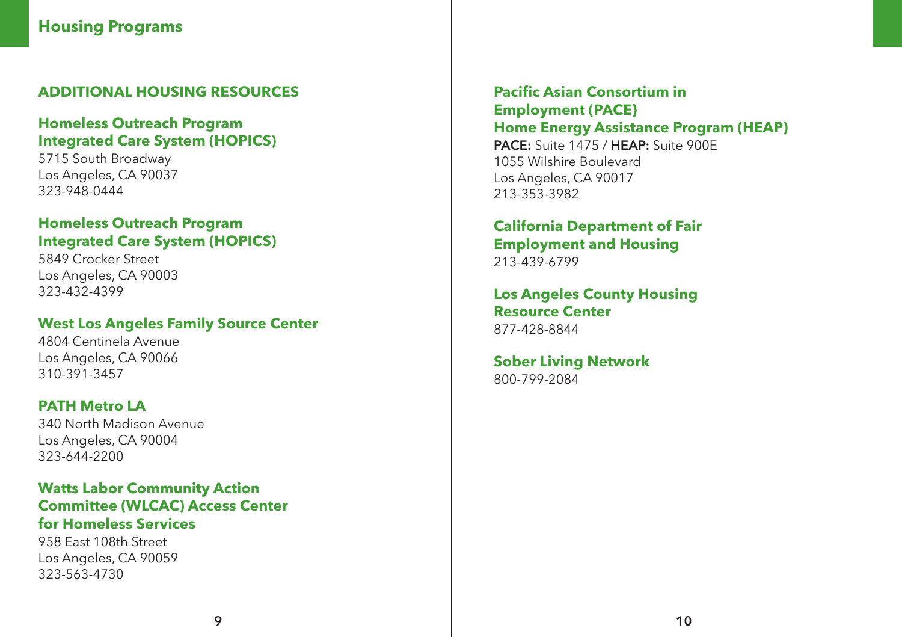## Housing Programs

### ADDITIONAL HOUSING RESOURCES

**Homeless Outreach Program Integrated Care System (HOPICS)**
5715 South Broadway
Los Angeles, CA 90037
323-948-0444

**Homeless Outreach Program Integrated Care System (HOPICS)**
5849 Crocker Street
Los Angeles, CA 90003
323-432-4399

**West Los Angeles Family Source Center**
4804 Centinela Avenue
Los Angeles, CA 90066
310-391-3457

**PATH Metro LA**
340 North Madison Avenue
Los Angeles, CA 90004
323-644-2200

**Watts Labor Community Action Committee (WLCAC) Access Center for Homeless Services**
958 East 108th Street
Los Angeles, CA 90059
323-563-4730

**Pacific Asian Consortium in Employment (PACE}**
**Home Energy Assistance Program (HEAP)**
**PACE:** Suite 1475 / **HEAP:** Suite 900E
1055 Wilshire Boulevard
Los Angeles, CA 90017
213-353-3982

**California Department of Fair Employment and Housing**
213-439-6799

**Los Angeles County Housing Resource Center**
877-428-8844

**Sober Living Network**
800-799-2084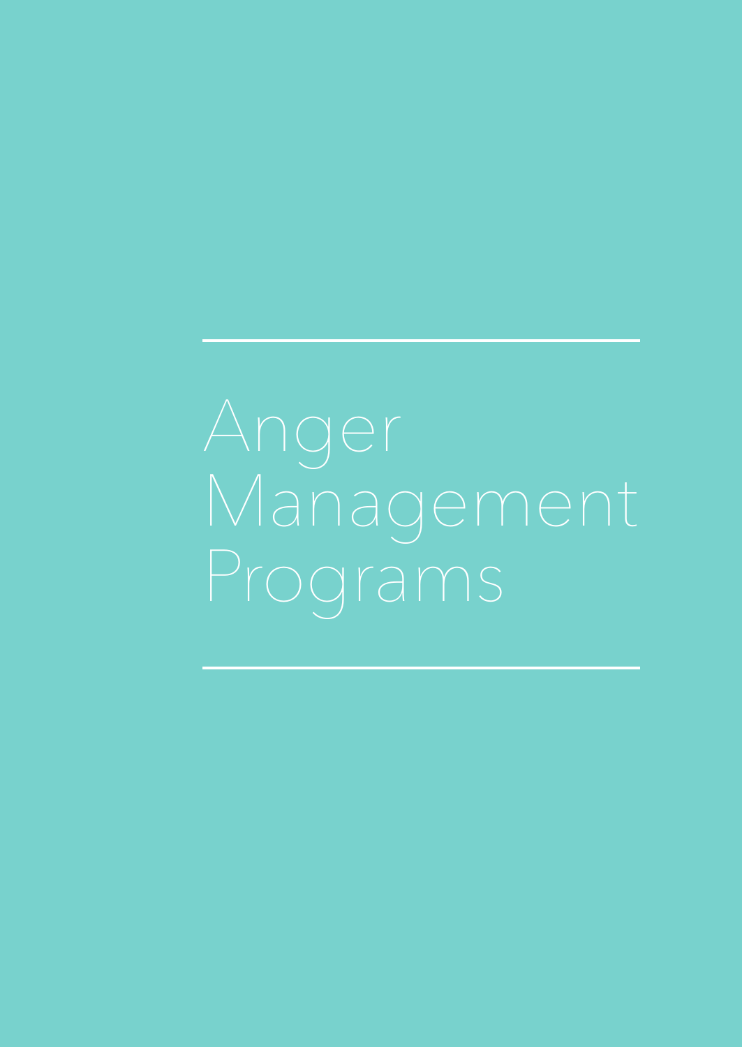# Anger Management Programs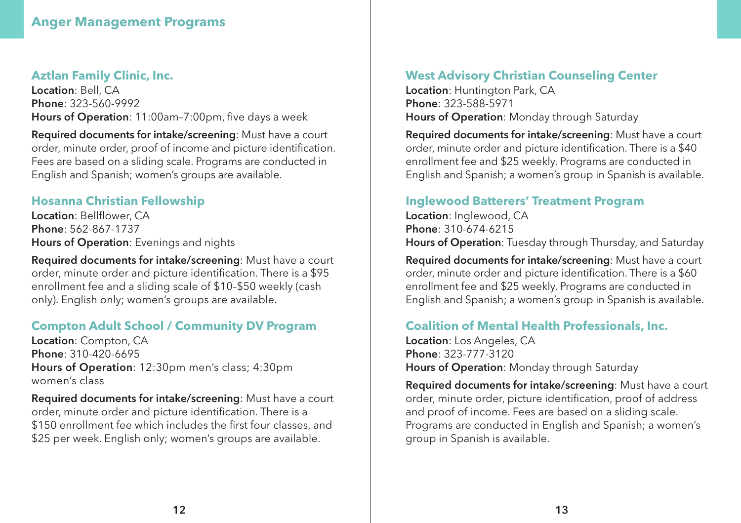## Anger Management Programs

### Aztlan Family Clinic, Inc.

**Location**: Bell, CA
**Phone**: 323-560-9992
**Hours of Operation**: 11:00am–7:00pm, five days a week

**Required documents for intake/screening**: Must have a court order, minute order, proof of income and picture identification. Fees are based on a sliding scale. Programs are conducted in English and Spanish; women's groups are available.

### Hosanna Christian Fellowship

**Location**: Bellflower, CA
**Phone**: 562-867-1737
**Hours of Operation**: Evenings and nights

**Required documents for intake/screening**: Must have a court order, minute order and picture identification. There is a $95 enrollment fee and a sliding scale of $10–$50 weekly (cash only). English only; women's groups are available.

### Compton Adult School / Community DV Program

**Location**: Compton, CA
**Phone**: 310-420-6695
**Hours of Operation**: 12:30pm men's class; 4:30pm women's class

**Required documents for intake/screening**: Must have a court order, minute order and picture identification. There is a $150 enrollment fee which includes the first four classes, and $25 per week. English only; women's groups are available.

### West Advisory Christian Counseling Center

**Location**: Huntington Park, CA
**Phone**: 323-588-5971
**Hours of Operation**: Monday through Saturday

**Required documents for intake/screening**: Must have a court order, minute order and picture identification. There is a $40 enrollment fee and $25 weekly. Programs are conducted in English and Spanish; a women's group in Spanish is available.

### Inglewood Batterers' Treatment Program

**Location**: Inglewood, CA
**Phone**: 310-674-6215
**Hours of Operation**: Tuesday through Thursday, and Saturday

**Required documents for intake/screening**: Must have a court order, minute order and picture identification. There is a $60 enrollment fee and $25 weekly. Programs are conducted in English and Spanish; a women's group in Spanish is available.

### Coalition of Mental Health Professionals, Inc.

**Location**: Los Angeles, CA
**Phone**: 323-777-3120
**Hours of Operation**: Monday through Saturday

**Required documents for intake/screening**: Must have a court order, minute order, picture identification, proof of address and proof of income. Fees are based on a sliding scale. Programs are conducted in English and Spanish; a women's group in Spanish is available.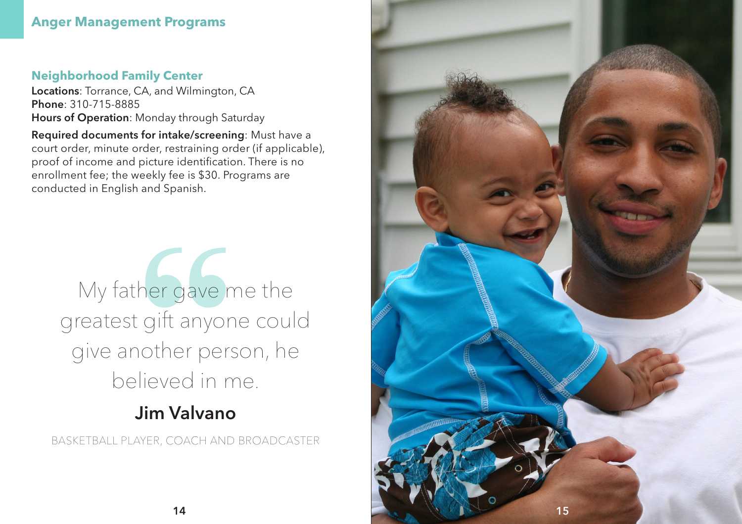## Anger Management Programs

### Neighborhood Family Center

**Locations**: Torrance, CA, and Wilmington, CA
**Phone**: 310-715-8885
**Hours of Operation**: Monday through Saturday

**Required documents for intake/screening**: Must have a court order, minute order, restraining order (if applicable), proof of income and picture identification. There is no enrollment fee; the weekly fee is $30. Programs are conducted in English and Spanish.

> My father gave me the greatest gift anyone could give another person, he believed in me.
>
> **Jim Valvano**
>
> BASKETBALL PLAYER, COACH AND BROADCASTER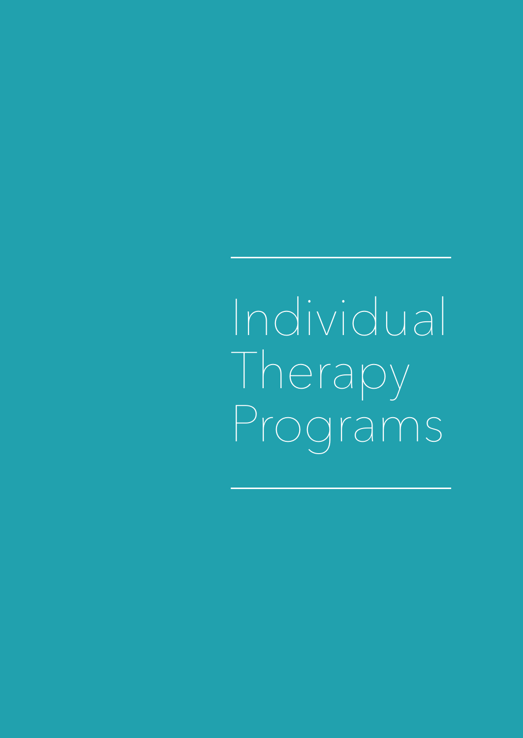# Individual Therapy Programs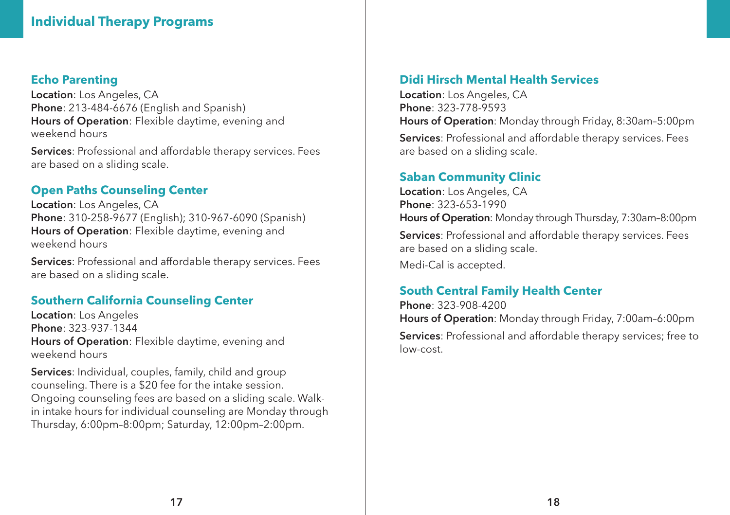## Individual Therapy Programs

### Echo Parenting

**Location**: Los Angeles, CA
**Phone**: 213-484-6676 (English and Spanish)
**Hours of Operation**: Flexible daytime, evening and weekend hours

**Services**: Professional and affordable therapy services. Fees are based on a sliding scale.

### Open Paths Counseling Center

**Location**: Los Angeles, CA
**Phone**: 310-258-9677 (English); 310-967-6090 (Spanish)
**Hours of Operation**: Flexible daytime, evening and weekend hours

**Services**: Professional and affordable therapy services. Fees are based on a sliding scale.

### Southern California Counseling Center

**Location**: Los Angeles
**Phone**: 323-937-1344
**Hours of Operation**: Flexible daytime, evening and weekend hours

**Services**: Individual, couples, family, child and group counseling. There is a $20 fee for the intake session. Ongoing counseling fees are based on a sliding scale. Walk-in intake hours for individual counseling are Monday through Thursday, 6:00pm–8:00pm; Saturday, 12:00pm–2:00pm.

### Didi Hirsch Mental Health Services

**Location**: Los Angeles, CA
**Phone**: 323-778-9593
**Hours of Operation**: Monday through Friday, 8:30am–5:00pm

**Services**: Professional and affordable therapy services. Fees are based on a sliding scale.

### Saban Community Clinic

**Location**: Los Angeles, CA
**Phone**: 323-653-1990
**Hours of Operation**: Monday through Thursday, 7:30am–8:00pm

**Services**: Professional and affordable therapy services. Fees are based on a sliding scale.

Medi-Cal is accepted.

### South Central Family Health Center

**Phone**: 323-908-4200
**Hours of Operation**: Monday through Friday, 7:00am–6:00pm

**Services**: Professional and affordable therapy services; free to low-cost.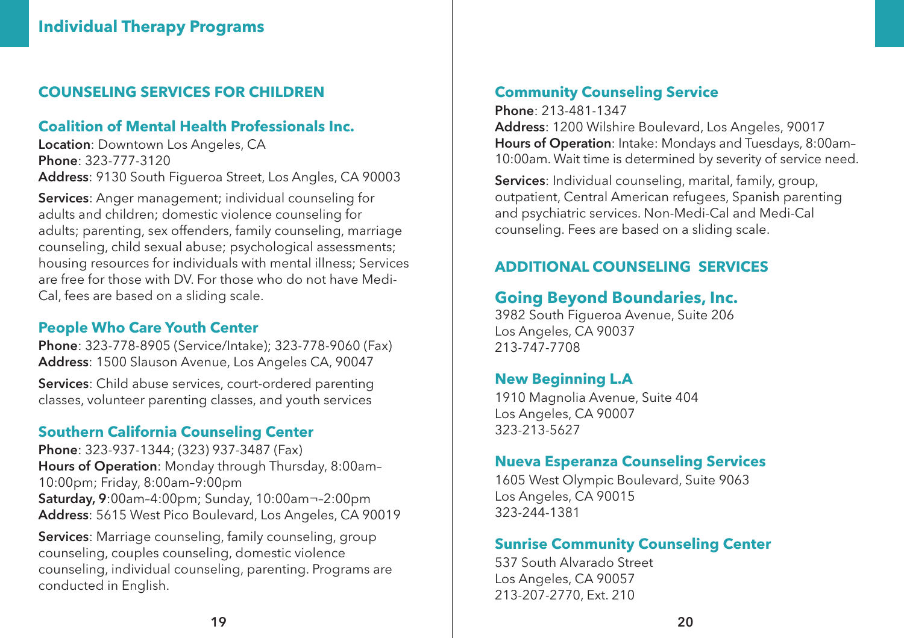## Individual Therapy Programs

### COUNSELING SERVICES FOR CHILDREN

#### Coalition of Mental Health Professionals Inc.

**Location**: Downtown Los Angeles, CA
**Phone**: 323-777-3120
**Address**: 9130 South Figueroa Street, Los Angles, CA 90003

**Services**: Anger management; individual counseling for adults and children; domestic violence counseling for adults; parenting, sex offenders, family counseling, marriage counseling, child sexual abuse; psychological assessments; housing resources for individuals with mental illness; Services are free for those with DV. For those who do not have Medi-Cal, fees are based on a sliding scale.

#### People Who Care Youth Center

**Phone**: 323-778-8905 (Service/Intake); 323-778-9060 (Fax)
**Address**: 1500 Slauson Avenue, Los Angeles CA, 90047

**Services**: Child abuse services, court-ordered parenting classes, volunteer parenting classes, and youth services

#### Southern California Counseling Center

**Phone**: 323-937-1344; (323) 937-3487 (Fax)
**Hours of Operation**: Monday through Thursday, 8:00am–10:00pm; Friday, 8:00am–9:00pm
**Saturday, 9**:00am–4:00pm; Sunday, 10:00am¬–2:00pm
**Address**: 5615 West Pico Boulevard, Los Angeles, CA 90019

**Services**: Marriage counseling, family counseling, group counseling, couples counseling, domestic violence counseling, individual counseling, parenting. Programs are conducted in English.

#### Community Counseling Service

**Phone**: 213-481-1347
**Address**: 1200 Wilshire Boulevard, Los Angeles, 90017
**Hours of Operation**: Intake: Mondays and Tuesdays, 8:00am–10:00am. Wait time is determined by severity of service need.

**Services**: Individual counseling, marital, family, group, outpatient, Central American refugees, Spanish parenting and psychiatric services. Non-Medi-Cal and Medi-Cal counseling. Fees are based on a sliding scale.

### ADDITIONAL COUNSELING SERVICES

#### Going Beyond Boundaries, Inc.

3982 South Figueroa Avenue, Suite 206
Los Angeles, CA 90037
213-747-7708

#### New Beginning L.A

1910 Magnolia Avenue, Suite 404
Los Angeles, CA 90007
323-213-5627

#### Nueva Esperanza Counseling Services

1605 West Olympic Boulevard, Suite 9063
Los Angeles, CA 90015
323-244-1381

#### Sunrise Community Counseling Center

537 South Alvarado Street
Los Angeles, CA 90057
213-207-2770, Ext. 210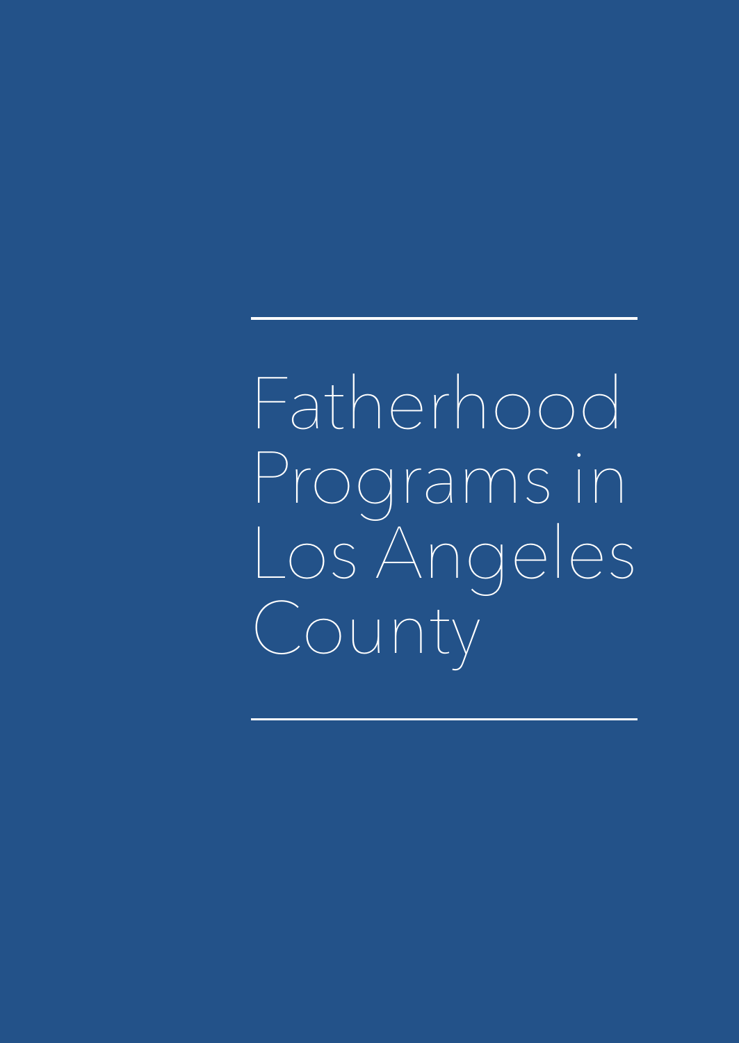# Fatherhood Programs in Los Angeles County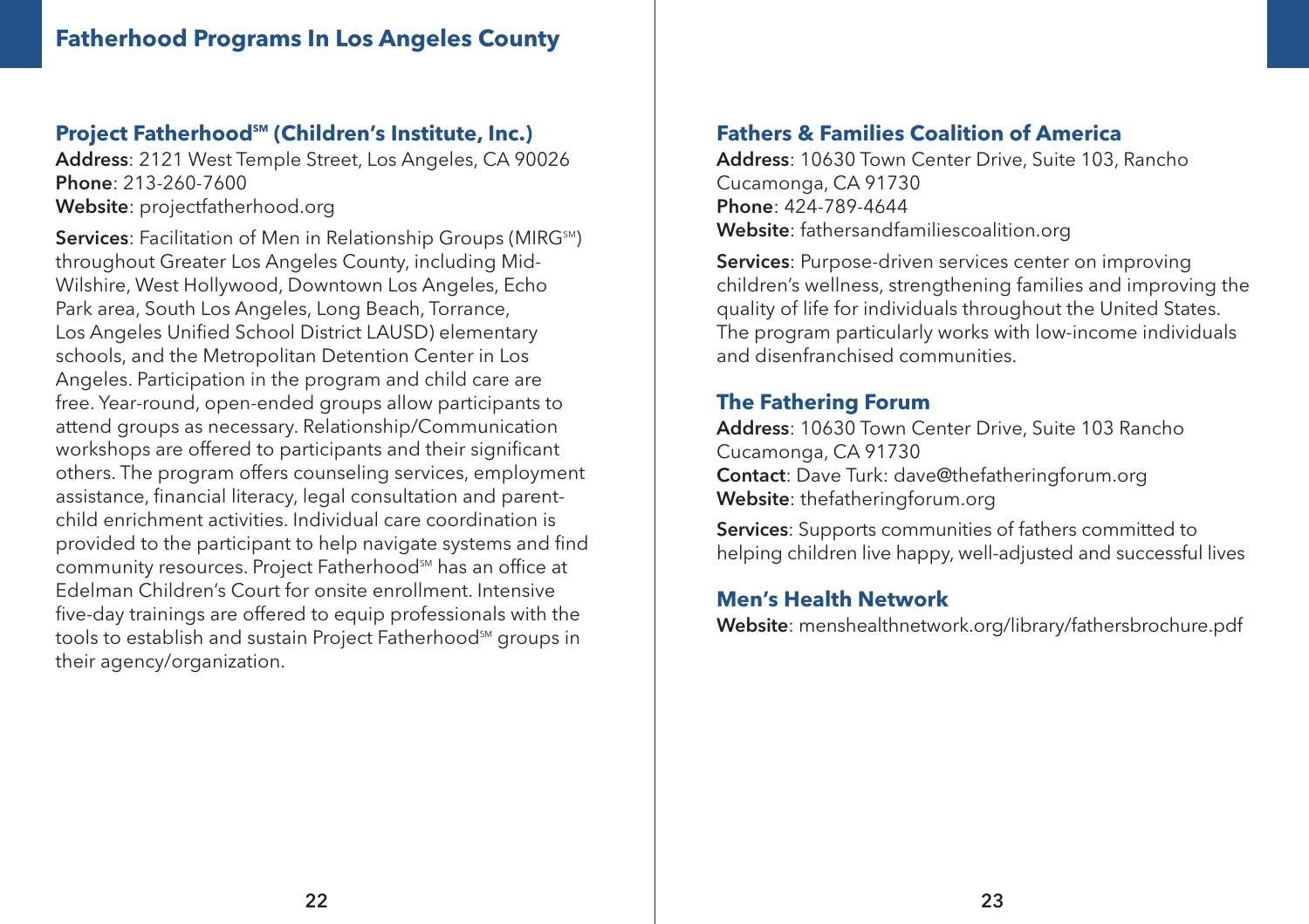# Fatherhood Programs In Los Angeles County

## Project Fatherhood℠ (Children's Institute, Inc.)

**Address**: 2121 West Temple Street, Los Angeles, CA 90026
**Phone**: 213-260-7600
**Website**: projectfatherhood.org

**Services**: Facilitation of Men in Relationship Groups (MIRG℠) throughout Greater Los Angeles County, including Mid-Wilshire, West Hollywood, Downtown Los Angeles, Echo Park area, South Los Angeles, Long Beach, Torrance, Los Angeles Unified School District LAUSD) elementary schools, and the Metropolitan Detention Center in Los Angeles. Participation in the program and child care are free. Year-round, open-ended groups allow participants to attend groups as necessary. Relationship/Communication workshops are offered to participants and their significant others. The program offers counseling services, employment assistance, financial literacy, legal consultation and parent-child enrichment activities. Individual care coordination is provided to the participant to help navigate systems and find community resources. Project Fatherhood℠ has an office at Edelman Children's Court for onsite enrollment. Intensive five-day trainings are offered to equip professionals with the tools to establish and sustain Project Fatherhood℠ groups in their agency/organization.

## Fathers & Families Coalition of America

**Address**: 10630 Town Center Drive, Suite 103, Rancho Cucamonga, CA 91730
**Phone**: 424-789-4644
**Website**: fathersandfamiliescoalition.org

**Services**: Purpose-driven services center on improving children's wellness, strengthening families and improving the quality of life for individuals throughout the United States. The program particularly works with low-income individuals and disenfranchised communities.

## The Fathering Forum

**Address**: 10630 Town Center Drive, Suite 103 Rancho Cucamonga, CA 91730
**Contact**: Dave Turk: dave@thefatheringforum.org
**Website**: thefatheringforum.org

**Services**: Supports communities of fathers committed to helping children live happy, well-adjusted and successful lives

## Men's Health Network

**Website**: menshealthnetwork.org/library/fathersbrochure.pdf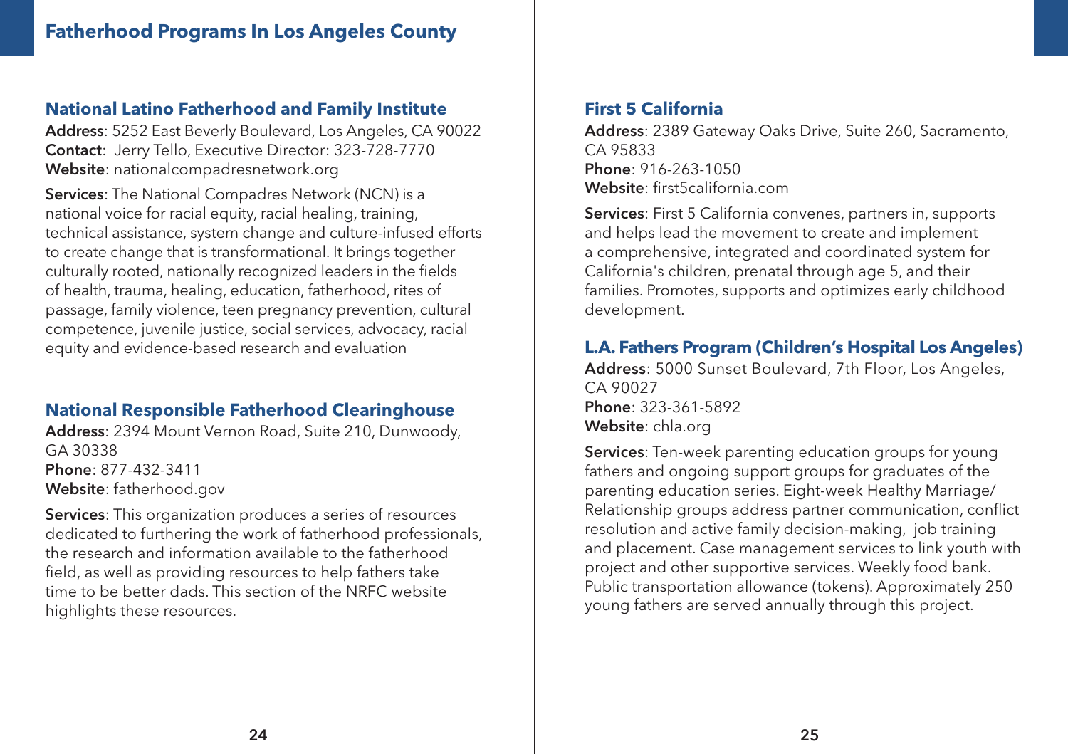# Fatherhood Programs In Los Angeles County

## National Latino Fatherhood and Family Institute

**Address**: 5252 East Beverly Boulevard, Los Angeles, CA 90022
**Contact**: Jerry Tello, Executive Director: 323-728-7770
**Website**: nationalcompadresnetwork.org

**Services**: The National Compadres Network (NCN) is a national voice for racial equity, racial healing, training, technical assistance, system change and culture-infused efforts to create change that is transformational. It brings together culturally rooted, nationally recognized leaders in the fields of health, trauma, healing, education, fatherhood, rites of passage, family violence, teen pregnancy prevention, cultural competence, juvenile justice, social services, advocacy, racial equity and evidence-based research and evaluation

## National Responsible Fatherhood Clearinghouse

**Address**: 2394 Mount Vernon Road, Suite 210, Dunwoody, GA 30338
**Phone**: 877-432-3411
**Website**: fatherhood.gov

**Services**: This organization produces a series of resources dedicated to furthering the work of fatherhood professionals, the research and information available to the fatherhood field, as well as providing resources to help fathers take time to be better dads. This section of the NRFC website highlights these resources.

## First 5 California

**Address**: 2389 Gateway Oaks Drive, Suite 260, Sacramento, CA 95833
**Phone**: 916-263-1050
**Website**: first5california.com

**Services**: First 5 California convenes, partners in, supports and helps lead the movement to create and implement a comprehensive, integrated and coordinated system for California's children, prenatal through age 5, and their families. Promotes, supports and optimizes early childhood development.

## L.A. Fathers Program (Children's Hospital Los Angeles)

**Address**: 5000 Sunset Boulevard, 7th Floor, Los Angeles, CA 90027
**Phone**: 323-361-5892
**Website**: chla.org

**Services**: Ten-week parenting education groups for young fathers and ongoing support groups for graduates of the parenting education series. Eight-week Healthy Marriage/Relationship groups address partner communication, conflict resolution and active family decision-making, job training and placement. Case management services to link youth with project and other supportive services. Weekly food bank. Public transportation allowance (tokens). Approximately 250 young fathers are served annually through this project.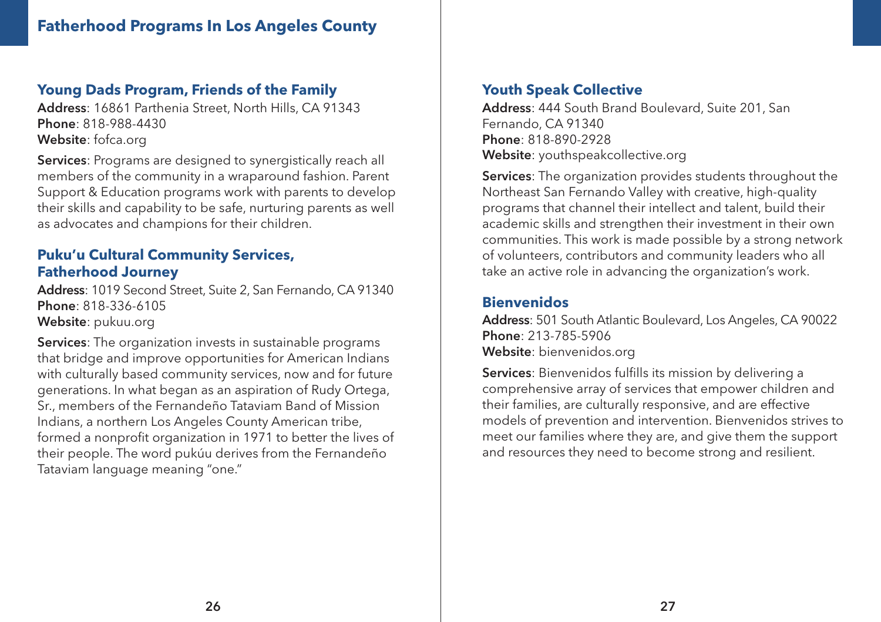# Fatherhood Programs In Los Angeles County

## Young Dads Program, Friends of the Family

**Address**: 16861 Parthenia Street, North Hills, CA 91343
**Phone**: 818-988-4430
**Website**: fofca.org

**Services**: Programs are designed to synergistically reach all members of the community in a wraparound fashion. Parent Support & Education programs work with parents to develop their skills and capability to be safe, nurturing parents as well as advocates and champions for their children.

## Puku'u Cultural Community Services, Fatherhood Journey

**Address**: 1019 Second Street, Suite 2, San Fernando, CA 91340
**Phone**: 818-336-6105
**Website**: pukuu.org

**Services**: The organization invests in sustainable programs that bridge and improve opportunities for American Indians with culturally based community services, now and for future generations. In what began as an aspiration of Rudy Ortega, Sr., members of the Fernandeño Tataviam Band of Mission Indians, a northern Los Angeles County American tribe, formed a nonprofit organization in 1971 to better the lives of their people. The word pukúu derives from the Fernandeño Tataviam language meaning "one."

## Youth Speak Collective

**Address**: 444 South Brand Boulevard, Suite 201, San Fernando, CA 91340
**Phone**: 818-890-2928
**Website**: youthspeakcollective.org

**Services**: The organization provides students throughout the Northeast San Fernando Valley with creative, high-quality programs that channel their intellect and talent, build their academic skills and strengthen their investment in their own communities. This work is made possible by a strong network of volunteers, contributors and community leaders who all take an active role in advancing the organization's work.

## Bienvenidos

**Address**: 501 South Atlantic Boulevard, Los Angeles, CA 90022
**Phone**: 213-785-5906
**Website**: bienvenidos.org

**Services**: Bienvenidos fulfills its mission by delivering a comprehensive array of services that empower children and their families, are culturally responsive, and are effective models of prevention and intervention. Bienvenidos strives to meet our families where they are, and give them the support and resources they need to become strong and resilient.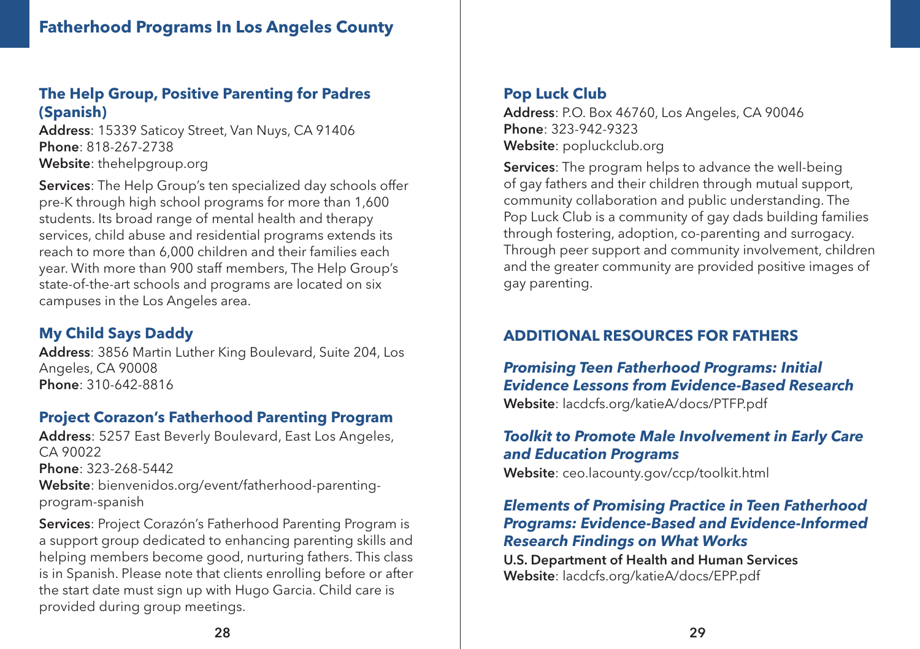## The Help Group, Positive Parenting for Padres (Spanish)

**Address**: 15339 Saticoy Street, Van Nuys, CA 91406
**Phone**: 818-267-2738
**Website**: thehelpgroup.org

**Services**: The Help Group's ten specialized day schools offer pre-K through high school programs for more than 1,600 students. Its broad range of mental health and therapy services, child abuse and residential programs extends its reach to more than 6,000 children and their families each year. With more than 900 staff members, The Help Group's state-of-the-art schools and programs are located on six campuses in the Los Angeles area.

## My Child Says Daddy

**Address**: 3856 Martin Luther King Boulevard, Suite 204, Los Angeles, CA 90008
**Phone**: 310-642-8816

## Project Corazon's Fatherhood Parenting Program

**Address**: 5257 East Beverly Boulevard, East Los Angeles, CA 90022
**Phone**: 323-268-5442
**Website**: bienvenidos.org/event/fatherhood-parenting-program-spanish

**Services**: Project Corazón's Fatherhood Parenting Program is a support group dedicated to enhancing parenting skills and helping members become good, nurturing fathers. This class is in Spanish. Please note that clients enrolling before or after the start date must sign up with Hugo Garcia. Child care is provided during group meetings.

## Pop Luck Club

**Address**: P.O. Box 46760, Los Angeles, CA 90046
**Phone**: 323-942-9323
**Website**: popluckclub.org

**Services**: The program helps to advance the well-being of gay fathers and their children through mutual support, community collaboration and public understanding. The Pop Luck Club is a community of gay dads building families through fostering, adoption, co-parenting and surrogacy. Through peer support and community involvement, children and the greater community are provided positive images of gay parenting.

## ADDITIONAL RESOURCES FOR FATHERS

### *Promising Teen Fatherhood Programs: Initial Evidence Lessons from Evidence-Based Research*

**Website**: lacdcfs.org/katieA/docs/PTFP.pdf

### *Toolkit to Promote Male Involvement in Early Care and Education Programs*

**Website**: ceo.lacounty.gov/ccp/toolkit.html

### *Elements of Promising Practice in Teen Fatherhood Programs: Evidence-Based and Evidence-Informed Research Findings on What Works*

**U.S. Department of Health and Human Services**
**Website**: lacdcfs.org/katieA/docs/EPP.pdf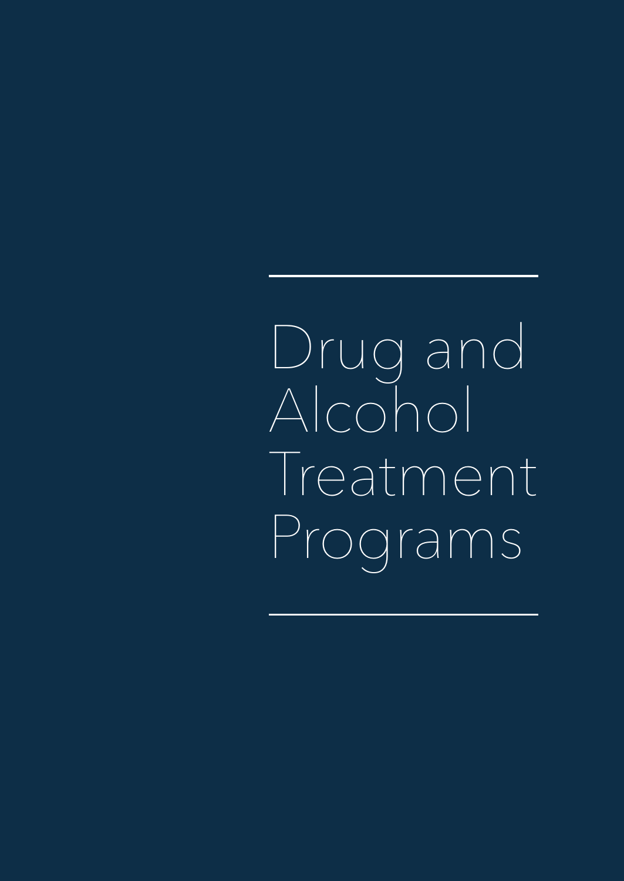# Drug and Alcohol Treatment Programs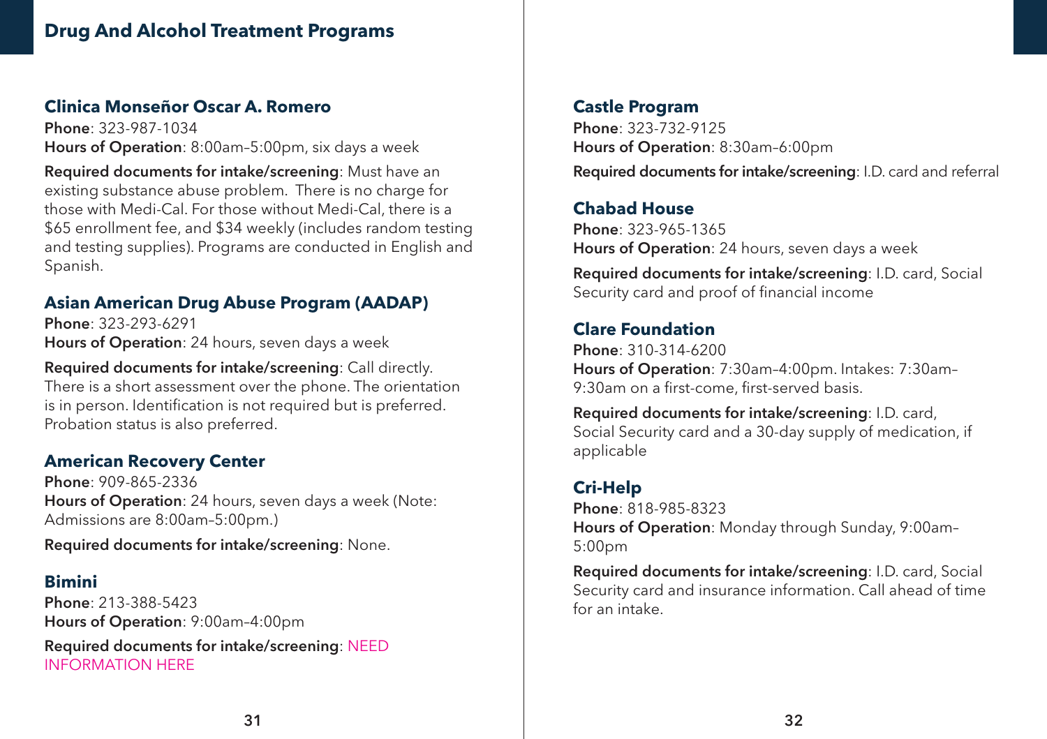## Drug And Alcohol Treatment Programs

### Clinica Monseñor Oscar A. Romero

**Phone**: 323-987-1034
**Hours of Operation**: 8:00am–5:00pm, six days a week

**Required documents for intake/screening**: Must have an existing substance abuse problem. There is no charge for those with Medi-Cal. For those without Medi-Cal, there is a $65 enrollment fee, and $34 weekly (includes random testing and testing supplies). Programs are conducted in English and Spanish.

### Asian American Drug Abuse Program (AADAP)

**Phone**: 323-293-6291
**Hours of Operation**: 24 hours, seven days a week

**Required documents for intake/screening**: Call directly. There is a short assessment over the phone. The orientation is in person. Identification is not required but is preferred. Probation status is also preferred.

### American Recovery Center

**Phone**: 909-865-2336
**Hours of Operation**: 24 hours, seven days a week (Note: Admissions are 8:00am–5:00pm.)

**Required documents for intake/screening**: None.

### Bimini

**Phone**: 213-388-5423
**Hours of Operation**: 9:00am–4:00pm

**Required documents for intake/screening**: NEED INFORMATION HERE

### Castle Program

**Phone**: 323-732-9125
**Hours of Operation**: 8:30am–6:00pm

**Required documents for intake/screening**: I.D. card and referral

### Chabad House

**Phone**: 323-965-1365
**Hours of Operation**: 24 hours, seven days a week

**Required documents for intake/screening**: I.D. card, Social Security card and proof of financial income

### Clare Foundation

**Phone**: 310-314-6200
**Hours of Operation**: 7:30am–4:00pm. Intakes: 7:30am–9:30am on a first-come, first-served basis.

**Required documents for intake/screening**: I.D. card, Social Security card and a 30-day supply of medication, if applicable

### Cri-Help

**Phone**: 818-985-8323
**Hours of Operation**: Monday through Sunday, 9:00am–5:00pm

**Required documents for intake/screening**: I.D. card, Social Security card and insurance information. Call ahead of time for an intake.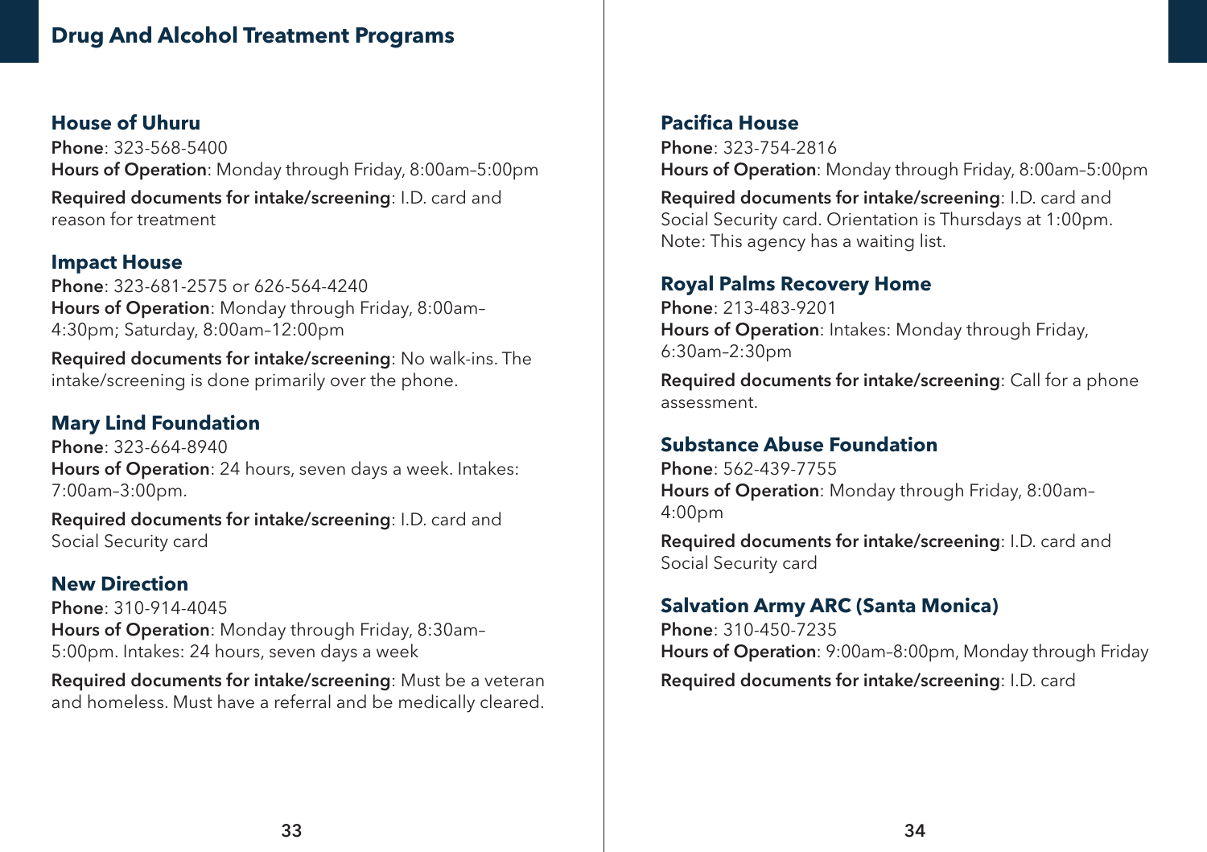## Drug And Alcohol Treatment Programs

### House of Uhuru

**Phone**: 323-568-5400
**Hours of Operation**: Monday through Friday, 8:00am–5:00pm

**Required documents for intake/screening**: I.D. card and reason for treatment

### Impact House

**Phone**: 323-681-2575 or 626-564-4240
**Hours of Operation**: Monday through Friday, 8:00am–4:30pm; Saturday, 8:00am–12:00pm

**Required documents for intake/screening**: No walk-ins. The intake/screening is done primarily over the phone.

### Mary Lind Foundation

**Phone**: 323-664-8940
**Hours of Operation**: 24 hours, seven days a week. Intakes: 7:00am–3:00pm.

**Required documents for intake/screening**: I.D. card and Social Security card

### New Direction

**Phone**: 310-914-4045
**Hours of Operation**: Monday through Friday, 8:30am–5:00pm. Intakes: 24 hours, seven days a week

**Required documents for intake/screening**: Must be a veteran and homeless. Must have a referral and be medically cleared.

### Pacifica House

**Phone**: 323-754-2816
**Hours of Operation**: Monday through Friday, 8:00am–5:00pm

**Required documents for intake/screening**: I.D. card and Social Security card. Orientation is Thursdays at 1:00pm. Note: This agency has a waiting list.

### Royal Palms Recovery Home

**Phone**: 213-483-9201
**Hours of Operation**: Intakes: Monday through Friday, 6:30am–2:30pm

**Required documents for intake/screening**: Call for a phone assessment.

### Substance Abuse Foundation

**Phone**: 562-439-7755
**Hours of Operation**: Monday through Friday, 8:00am–4:00pm

**Required documents for intake/screening**: I.D. card and Social Security card

### Salvation Army ARC (Santa Monica)

**Phone**: 310-450-7235
**Hours of Operation**: 9:00am–8:00pm, Monday through Friday

**Required documents for intake/screening**: I.D. card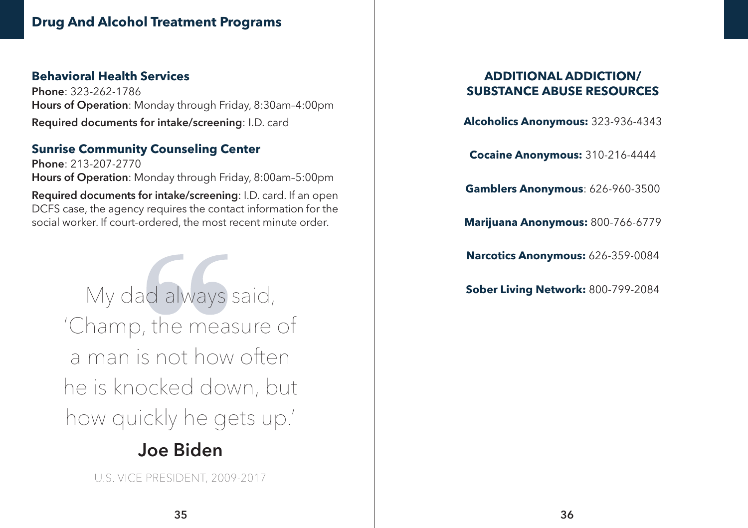## Drug And Alcohol Treatment Programs

### Behavioral Health Services

**Phone**: 323-262-1786
**Hours of Operation**: Monday through Friday, 8:30am–4:00pm
**Required documents for intake/screening**: I.D. card

### Sunrise Community Counseling Center

**Phone**: 213-207-2770
**Hours of Operation**: Monday through Friday, 8:00am–5:00pm
**Required documents for intake/screening**: I.D. card. If an open DCFS case, the agency requires the contact information for the social worker. If court-ordered, the most recent minute order.

> My dad always said, 'Champ, the measure of a man is not how often he is knocked down, but how quickly he gets up.'
>
> **Joe Biden**
>
> U.S. VICE PRESIDENT, 2009-2017

### ADDITIONAL ADDICTION/ SUBSTANCE ABUSE RESOURCES

**Alcoholics Anonymous:** 323-936-4343

**Cocaine Anonymous:** 310-216-4444

**Gamblers Anonymous**: 626-960-3500

**Marijuana Anonymous:** 800-766-6779

**Narcotics Anonymous:** 626-359-0084

**Sober Living Network:** 800-799-2084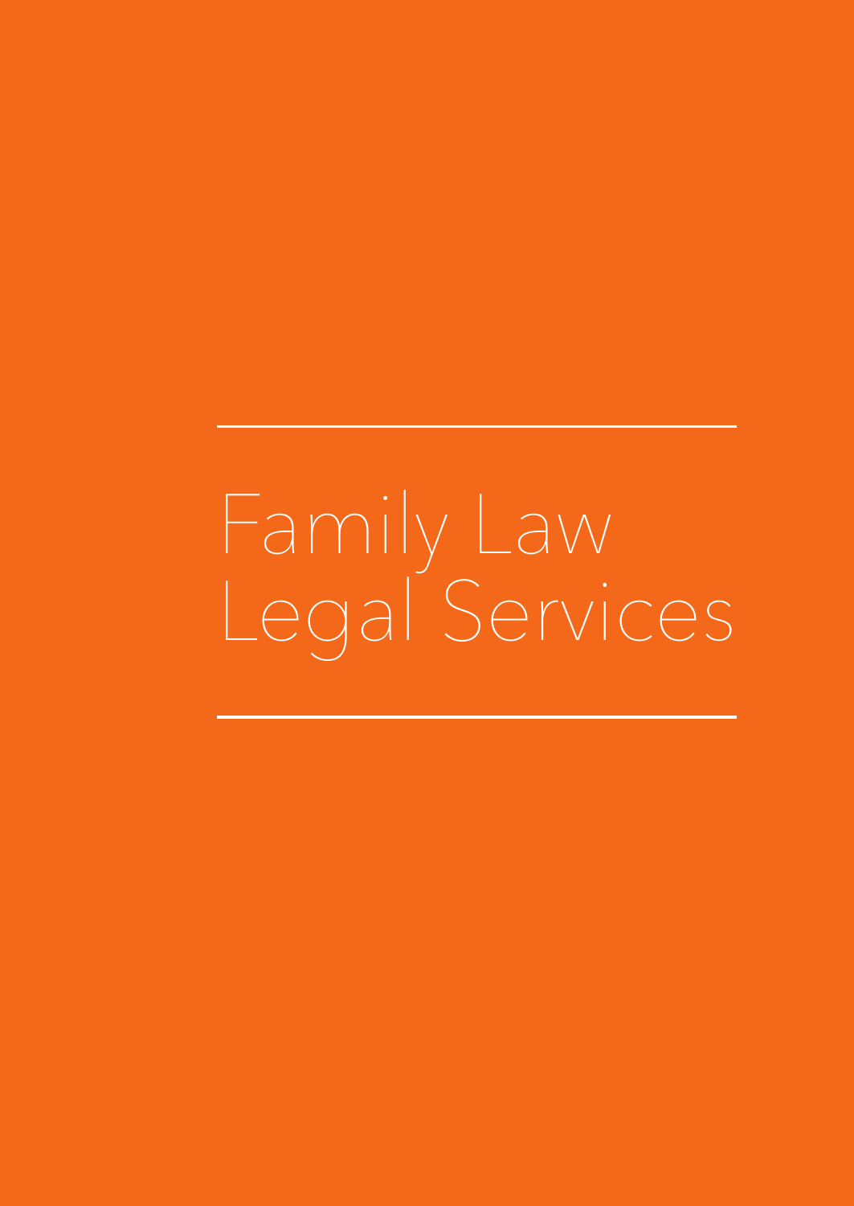# Family Law Legal Services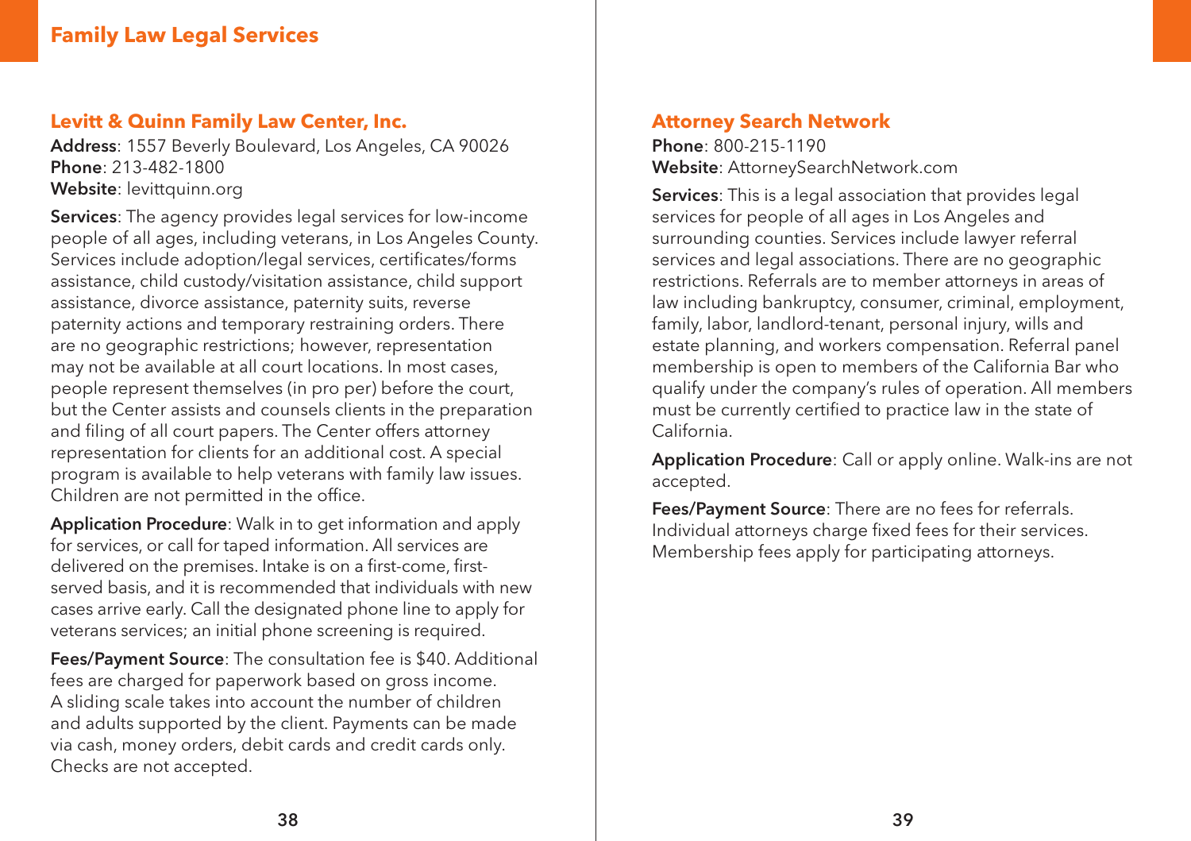# Family Law Legal Services

## Levitt & Quinn Family Law Center, Inc.

**Address**: 1557 Beverly Boulevard, Los Angeles, CA 90026
**Phone**: 213-482-1800
**Website**: levittquinn.org

**Services**: The agency provides legal services for low-income people of all ages, including veterans, in Los Angeles County. Services include adoption/legal services, certificates/forms assistance, child custody/visitation assistance, child support assistance, divorce assistance, paternity suits, reverse paternity actions and temporary restraining orders. There are no geographic restrictions; however, representation may not be available at all court locations. In most cases, people represent themselves (in pro per) before the court, but the Center assists and counsels clients in the preparation and filing of all court papers. The Center offers attorney representation for clients for an additional cost. A special program is available to help veterans with family law issues. Children are not permitted in the office.

**Application Procedure**: Walk in to get information and apply for services, or call for taped information. All services are delivered on the premises. Intake is on a first-come, first-served basis, and it is recommended that individuals with new cases arrive early. Call the designated phone line to apply for veterans services; an initial phone screening is required.

**Fees/Payment Source**: The consultation fee is $40. Additional fees are charged for paperwork based on gross income. A sliding scale takes into account the number of children and adults supported by the client. Payments can be made via cash, money orders, debit cards and credit cards only. Checks are not accepted.

## Attorney Search Network

**Phone**: 800-215-1190
**Website**: AttorneySearchNetwork.com

**Services**: This is a legal association that provides legal services for people of all ages in Los Angeles and surrounding counties. Services include lawyer referral services and legal associations. There are no geographic restrictions. Referrals are to member attorneys in areas of law including bankruptcy, consumer, criminal, employment, family, labor, landlord-tenant, personal injury, wills and estate planning, and workers compensation. Referral panel membership is open to members of the California Bar who qualify under the company's rules of operation. All members must be currently certified to practice law in the state of California.

**Application Procedure**: Call or apply online. Walk-ins are not accepted.

**Fees/Payment Source**: There are no fees for referrals. Individual attorneys charge fixed fees for their services. Membership fees apply for participating attorneys.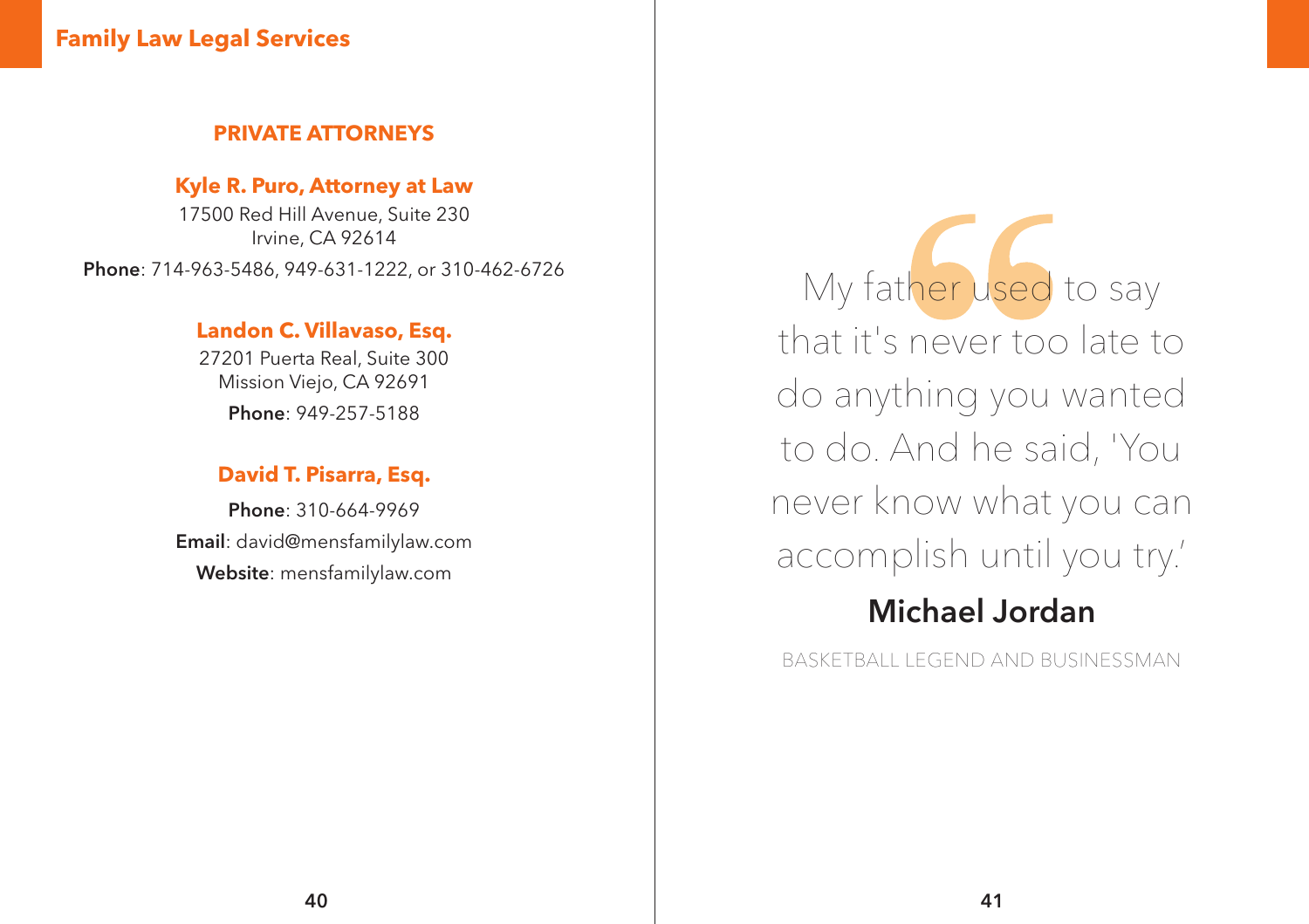## Family Law Legal Services

### PRIVATE ATTORNEYS

**Kyle R. Puro, Attorney at Law**
17500 Red Hill Avenue, Suite 230
Irvine, CA 92614
**Phone**: 714-963-5486, 949-631-1222, or 310-462-6726

**Landon C. Villavaso, Esq.**
27201 Puerta Real, Suite 300
Mission Viejo, CA 92691
**Phone**: 949-257-5188

**David T. Pisarra, Esq.**
**Phone**: 310-664-9969
**Email**: david@mensfamilylaw.com
**Website**: mensfamilylaw.com

> My father used to say that it's never too late to do anything you wanted to do. And he said, 'You never know what you can accomplish until you try.'
>
> **Michael Jordan**
>
> BASKETBALL LEGEND AND BUSINESSMAN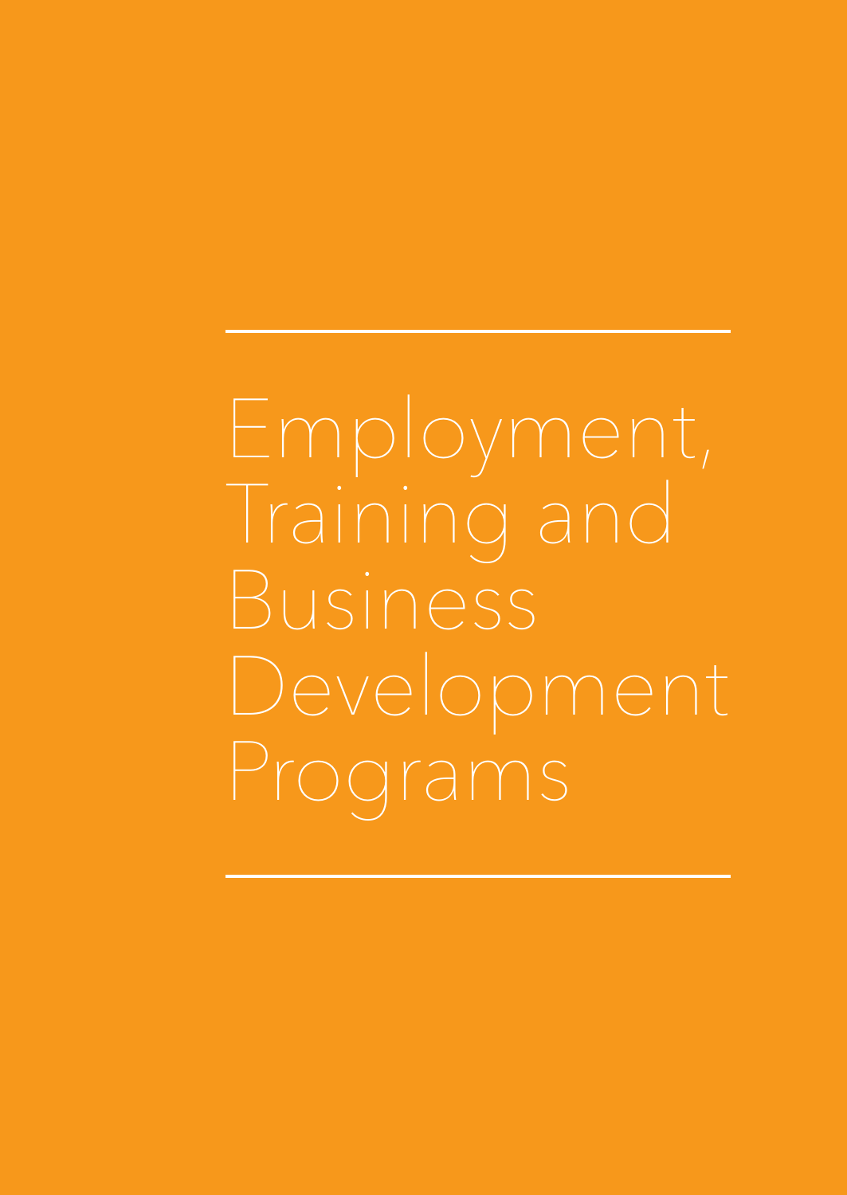# Employment, Training and Business Development Programs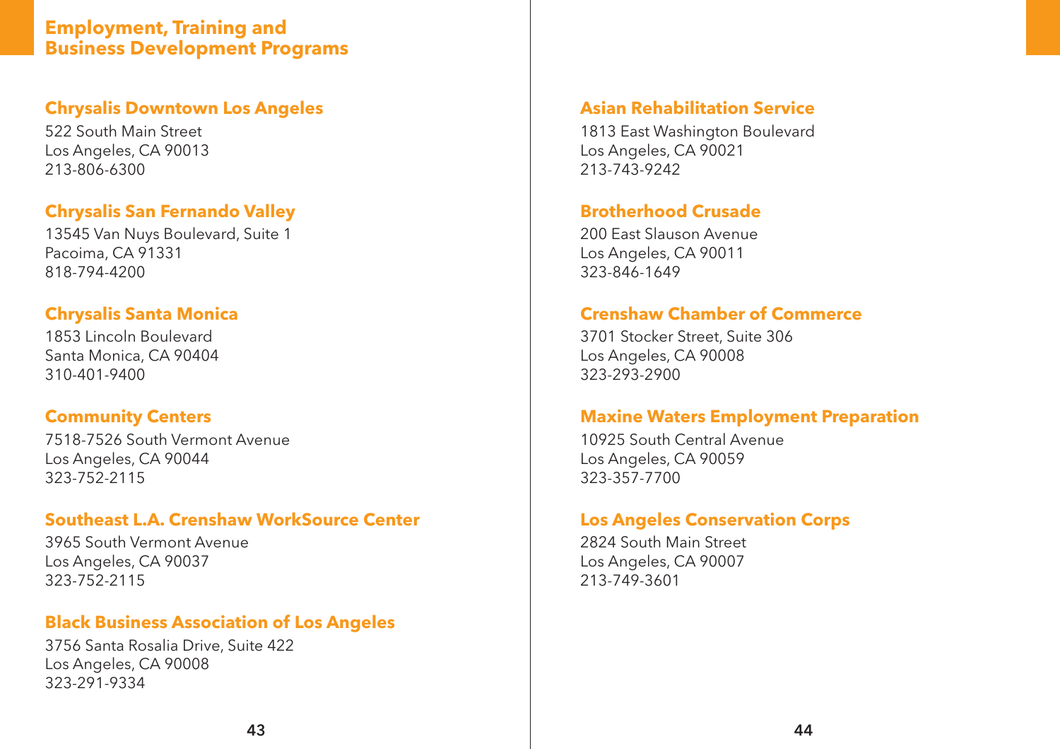# Employment, Training and Business Development Programs

### Chrysalis Downtown Los Angeles

522 South Main Street
Los Angeles, CA 90013
213-806-6300

### Chrysalis San Fernando Valley

13545 Van Nuys Boulevard, Suite 1
Pacoima, CA 91331
818-794-4200

### Chrysalis Santa Monica

1853 Lincoln Boulevard
Santa Monica, CA 90404
310-401-9400

### Community Centers

7518-7526 South Vermont Avenue
Los Angeles, CA 90044
323-752-2115

### Southeast L.A. Crenshaw WorkSource Center

3965 South Vermont Avenue
Los Angeles, CA 90037
323-752-2115

### Black Business Association of Los Angeles

3756 Santa Rosalia Drive, Suite 422
Los Angeles, CA 90008
323-291-9334

### Asian Rehabilitation Service

1813 East Washington Boulevard
Los Angeles, CA 90021
213-743-9242

### Brotherhood Crusade

200 East Slauson Avenue
Los Angeles, CA 90011
323-846-1649

### Crenshaw Chamber of Commerce

3701 Stocker Street, Suite 306
Los Angeles, CA 90008
323-293-2900

### Maxine Waters Employment Preparation

10925 South Central Avenue
Los Angeles, CA 90059
323-357-7700

### Los Angeles Conservation Corps

2824 South Main Street
Los Angeles, CA 90007
213-749-3601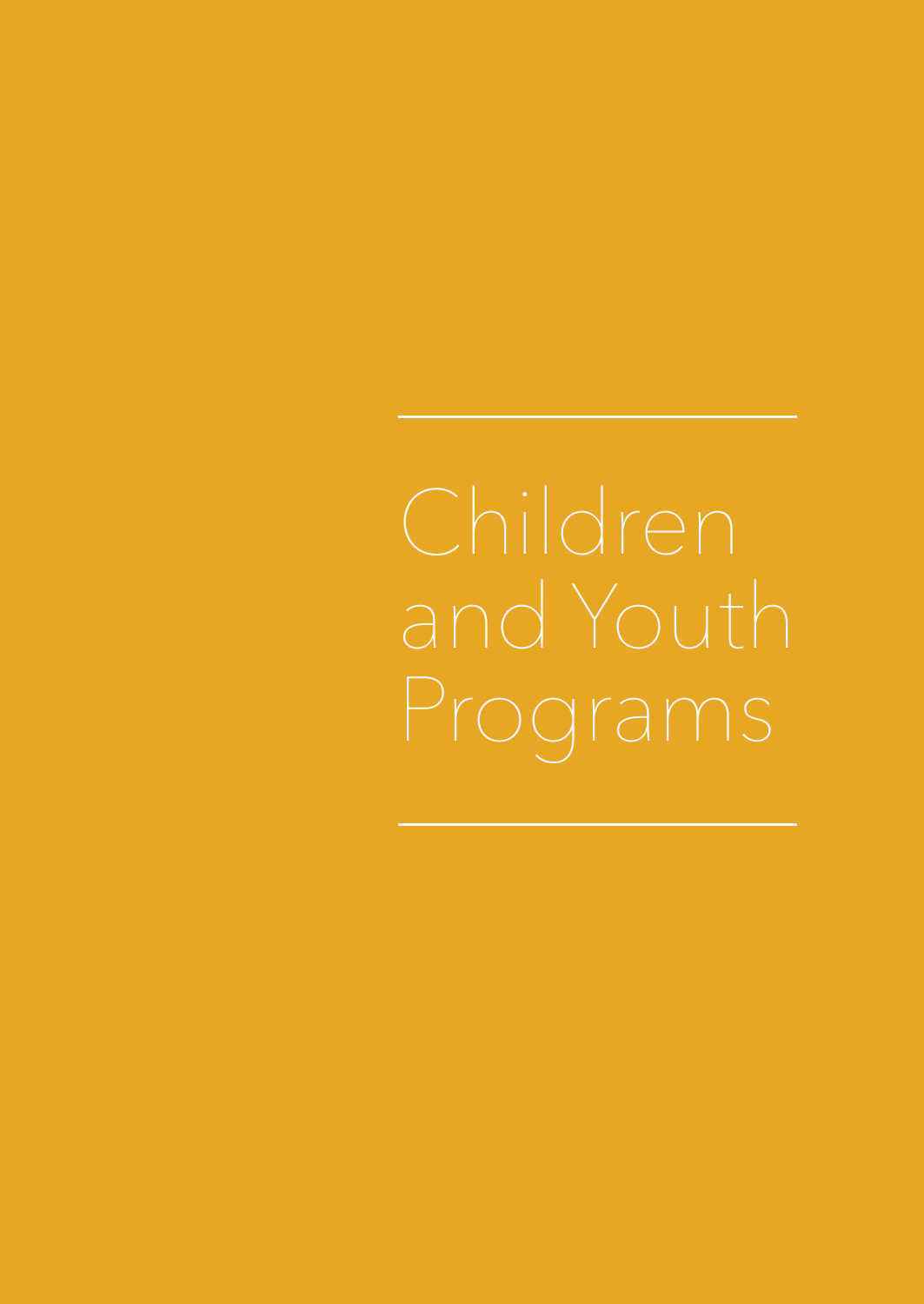# Children and Youth Programs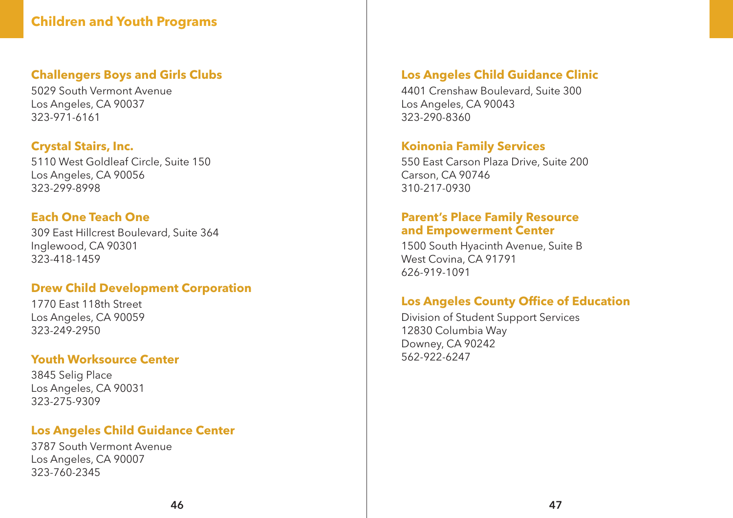# Children and Youth Programs

### Challengers Boys and Girls Clubs
5029 South Vermont Avenue
Los Angeles, CA 90037
323-971-6161

### Crystal Stairs, Inc.
5110 West Goldleaf Circle, Suite 150
Los Angeles, CA 90056
323-299-8998

### Each One Teach One
309 East Hillcrest Boulevard, Suite 364
Inglewood, CA 90301
323-418-1459

### Drew Child Development Corporation
1770 East 118th Street
Los Angeles, CA 90059
323-249-2950

### Youth Worksource Center
3845 Selig Place
Los Angeles, CA 90031
323-275-9309

### Los Angeles Child Guidance Center
3787 South Vermont Avenue
Los Angeles, CA 90007
323-760-2345

### Los Angeles Child Guidance Clinic
4401 Crenshaw Boulevard, Suite 300
Los Angeles, CA 90043
323-290-8360

### Koinonia Family Services
550 East Carson Plaza Drive, Suite 200
Carson, CA 90746
310-217-0930

### Parent's Place Family Resource and Empowerment Center
1500 South Hyacinth Avenue, Suite B
West Covina, CA 91791
626-919-1091

### Los Angeles County Office of Education
Division of Student Support Services
12830 Columbia Way
Downey, CA 90242
562-922-6247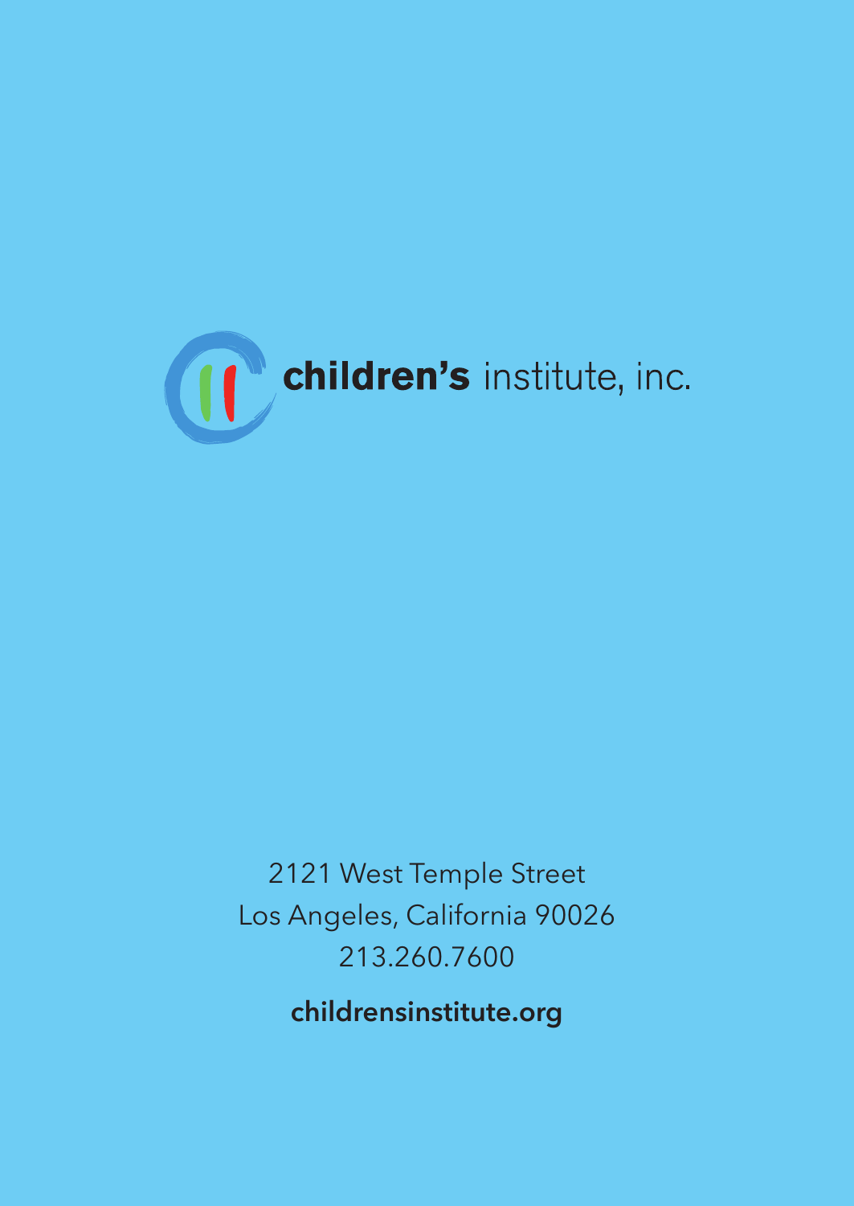children's institute, inc.

2121 West Temple Street
Los Angeles, California 90026
213.260.7600

**childrensinstitute.org**